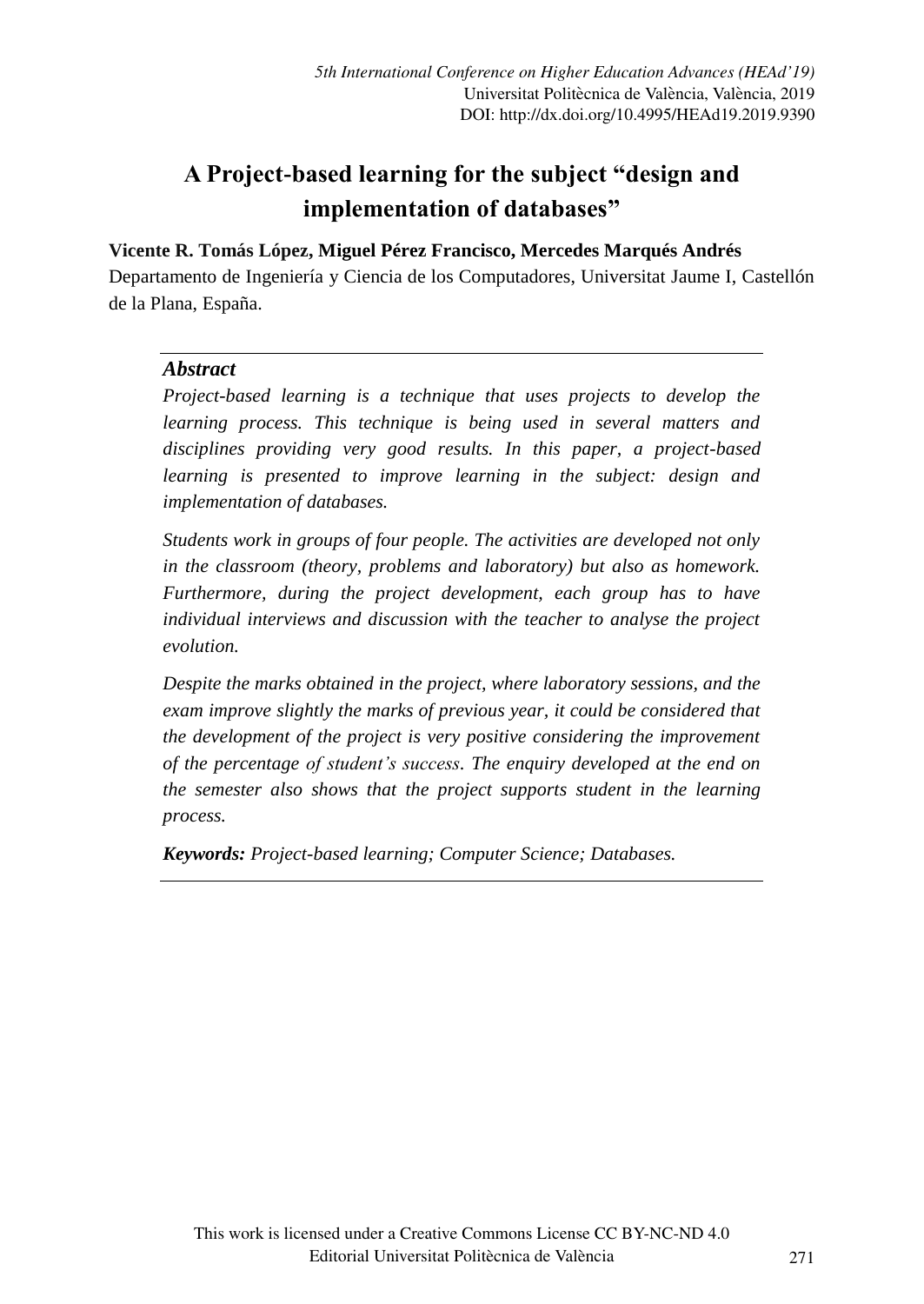# A Project-based learning for the subject "design and implementation of databases"

**Vicente R. Tomás López, Miguel Pérez Francisco, Mercedes Marqués Andrés**

Departamento de Ingeniería y Ciencia de los Computadores, Universitat Jaume I, Castellón de la Plana, España.

## *Abstract*

*Project-based learning is a technique that uses projects to develop the learning process. This technique is being used in several matters and disciplines providing very good results. In this paper, a project-based learning is presented to improve learning in the subject: design and implementation of databases.*

*Students work in groups of four people. The activities are developed not only in the classroom (theory, problems and laboratory) but also as homework. Furthermore, during the project development, each group has to have individual interviews and discussion with the teacher to analyse the project evolution.*

*Despite the marks obtained in the project, where laboratory sessions, and the exam improve slightly the marks of previous year, it could be considered that the development of the project is very positive considering the improvement of the percentage of student's success. The enquiry developed at the end on the semester also shows that the project supports student in the learning process.*

***Keywords:*** *Project-based learning; Computer Science; Databases.*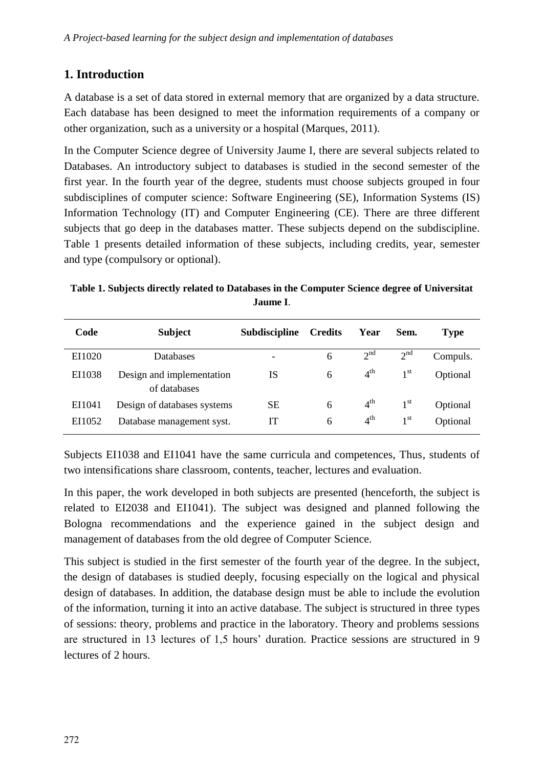## 1. Introduction

A database is a set of data stored in external memory that are organized by a data structure. Each database has been designed to meet the information requirements of a company or other organization, such as a university or a hospital (Marques, 2011).

In the Computer Science degree of University Jaume I, there are several subjects related to Databases. An introductory subject to databases is studied in the second semester of the first year. In the fourth year of the degree, students must choose subjects grouped in four subdisciplines of computer science: Software Engineering (SE), Information Systems (IS) Information Technology (IT) and Computer Engineering (CE). There are three different subjects that go deep in the databases matter. These subjects depend on the subdiscipline. Table 1 presents detailed information of these subjects, including credits, year, semester and type (compulsory or optional).

**Table 1. Subjects directly related to Databases in the Computer Science degree of Universitat Jaume I**.

| Code | Subject | Subdiscipline | Credits | Year | Sem. | Type |
|---|---|---|---|---|---|---|
| EI1020 | Databases | - | 6 | 2nd | 2nd | Compuls. |
| EI1038 | Design and implementation of databases | IS | 6 | 4th | 1st | Optional |
| EI1041 | Design of databases systems | SE | 6 | 4th | 1st | Optional |
| EI1052 | Database management syst. | IT | 6 | 4th | 1st | Optional |

Subjects EI1038 and EI1041 have the same curricula and competences, Thus, students of two intensifications share classroom, contents, teacher, lectures and evaluation.

In this paper, the work developed in both subjects are presented (henceforth, the subject is related to EI2038 and EI1041). The subject was designed and planned following the Bologna recommendations and the experience gained in the subject design and management of databases from the old degree of Computer Science.

This subject is studied in the first semester of the fourth year of the degree. In the subject, the design of databases is studied deeply, focusing especially on the logical and physical design of databases. In addition, the database design must be able to include the evolution of the information, turning it into an active database. The subject is structured in three types of sessions: theory, problems and practice in the laboratory. Theory and problems sessions are structured in 13 lectures of 1,5 hours' duration. Practice sessions are structured in 9 lectures of 2 hours.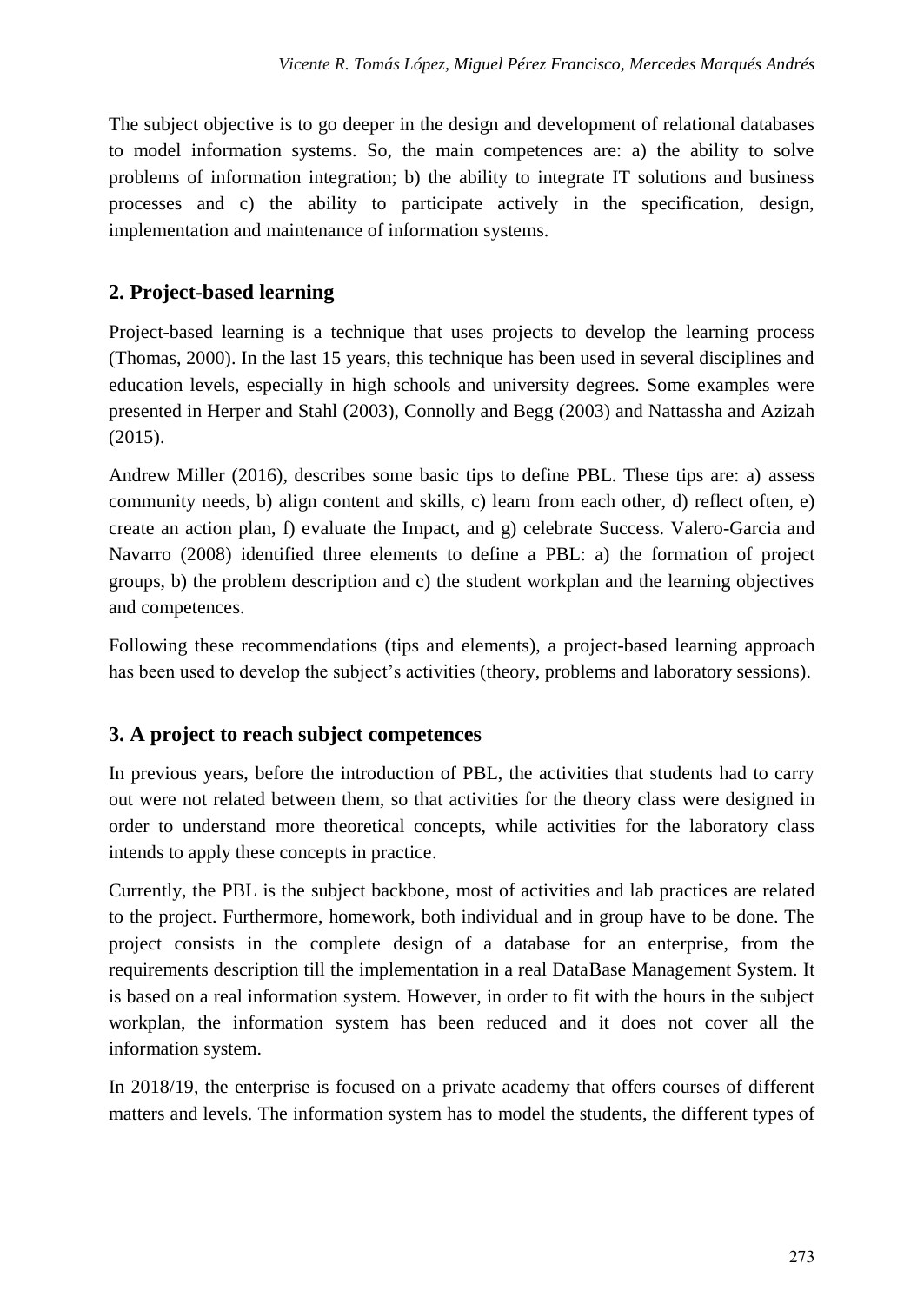The subject objective is to go deeper in the design and development of relational databases to model information systems. So, the main competences are: a) the ability to solve problems of information integration; b) the ability to integrate IT solutions and business processes and c) the ability to participate actively in the specification, design, implementation and maintenance of information systems.

## 2. Project-based learning

Project-based learning is a technique that uses projects to develop the learning process (Thomas, 2000). In the last 15 years, this technique has been used in several disciplines and education levels, especially in high schools and university degrees. Some examples were presented in Herper and Stahl (2003), Connolly and Begg (2003) and Nattassha and Azizah (2015).

Andrew Miller (2016), describes some basic tips to define PBL. These tips are: a) assess community needs, b) align content and skills, c) learn from each other, d) reflect often, e) create an action plan, f) evaluate the Impact, and g) celebrate Success. Valero-Garcia and Navarro (2008) identified three elements to define a PBL: a) the formation of project groups, b) the problem description and c) the student workplan and the learning objectives and competences.

Following these recommendations (tips and elements), a project-based learning approach has been used to develop the subject's activities (theory, problems and laboratory sessions).

## 3. A project to reach subject competences

In previous years, before the introduction of PBL, the activities that students had to carry out were not related between them, so that activities for the theory class were designed in order to understand more theoretical concepts, while activities for the laboratory class intends to apply these concepts in practice.

Currently, the PBL is the subject backbone, most of activities and lab practices are related to the project. Furthermore, homework, both individual and in group have to be done. The project consists in the complete design of a database for an enterprise, from the requirements description till the implementation in a real DataBase Management System. It is based on a real information system. However, in order to fit with the hours in the subject workplan, the information system has been reduced and it does not cover all the information system.

In 2018/19, the enterprise is focused on a private academy that offers courses of different matters and levels. The information system has to model the students, the different types of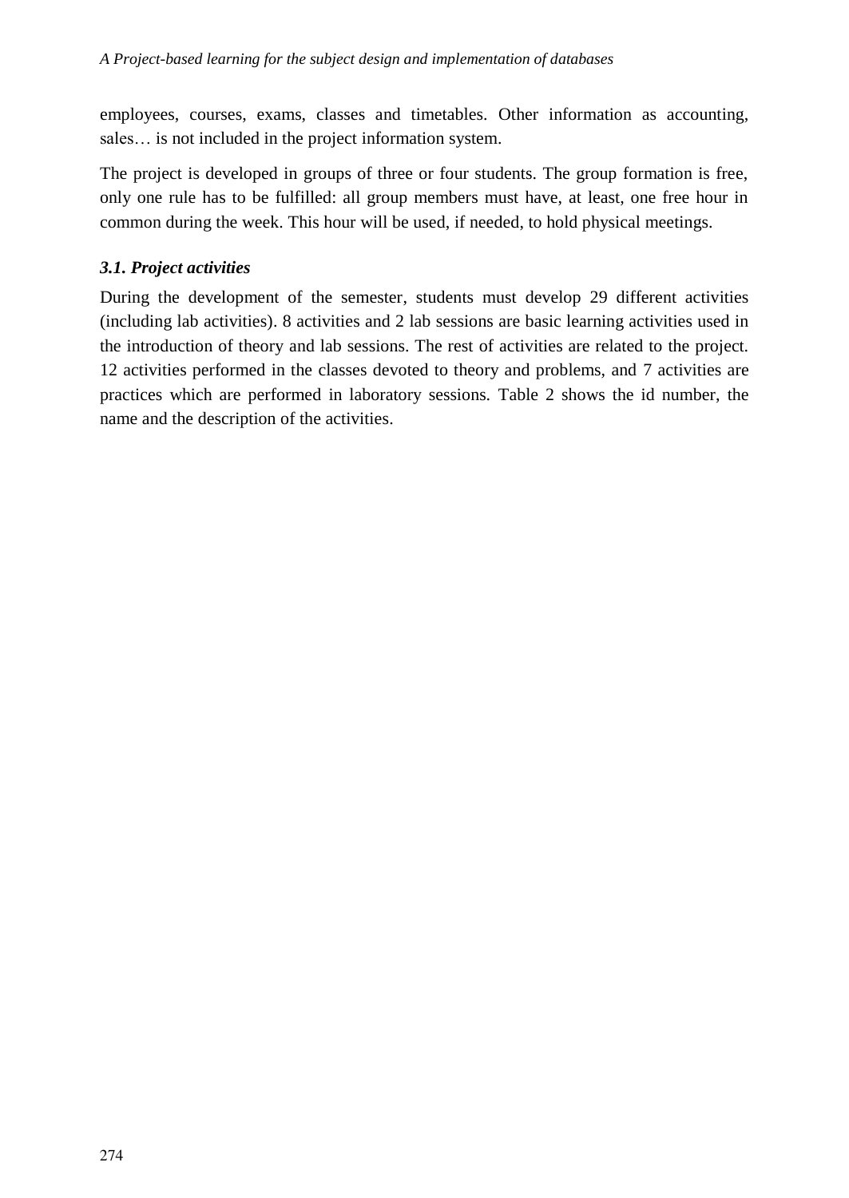employees, courses, exams, classes and timetables. Other information as accounting, sales… is not included in the project information system.

The project is developed in groups of three or four students. The group formation is free, only one rule has to be fulfilled: all group members must have, at least, one free hour in common during the week. This hour will be used, if needed, to hold physical meetings.

### *3.1. Project activities*

During the development of the semester, students must develop 29 different activities (including lab activities). 8 activities and 2 lab sessions are basic learning activities used in the introduction of theory and lab sessions. The rest of activities are related to the project. 12 activities performed in the classes devoted to theory and problems, and 7 activities are practices which are performed in laboratory sessions. Table 2 shows the id number, the name and the description of the activities.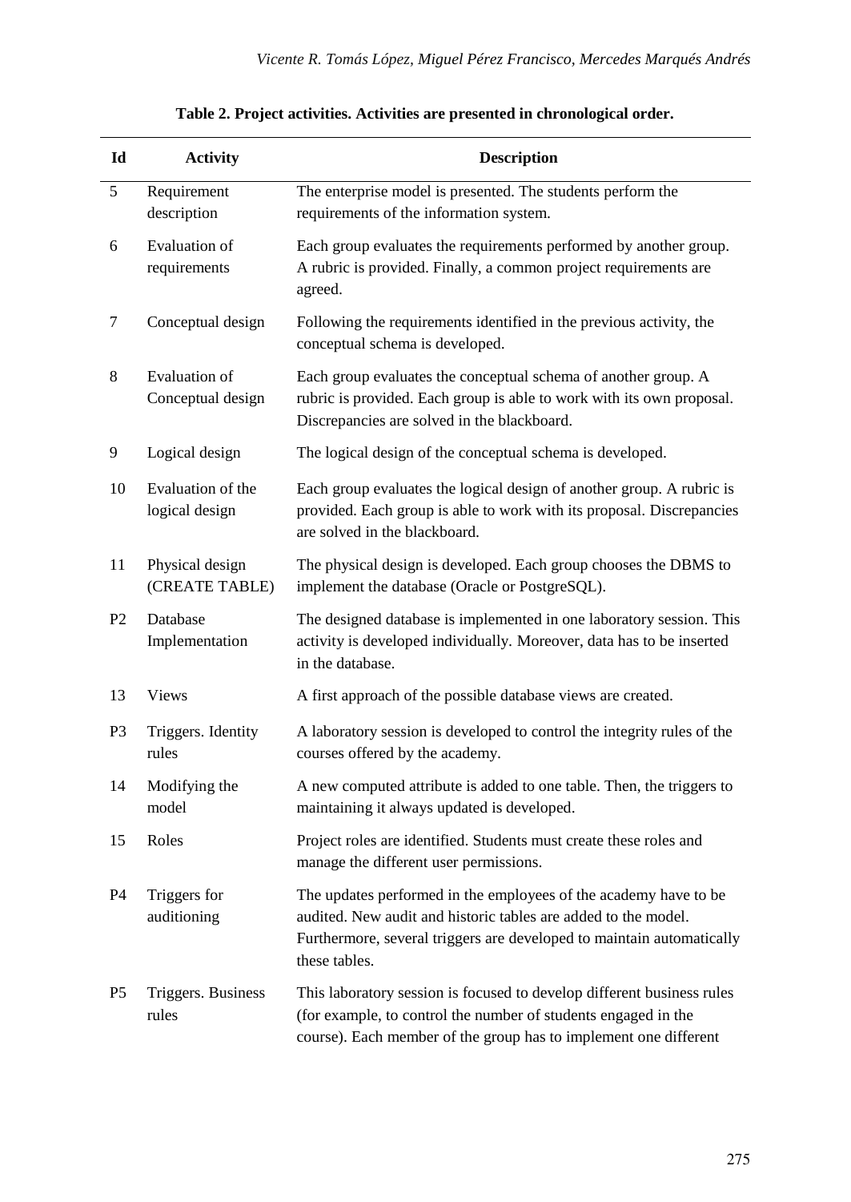**Table 2. Project activities. Activities are presented in chronological order.**

| Id | Activity | Description |
|---|---|---|
| 5 | Requirement description | The enterprise model is presented. The students perform the requirements of the information system. |
| 6 | Evaluation of requirements | Each group evaluates the requirements performed by another group. A rubric is provided. Finally, a common project requirements are agreed. |
| 7 | Conceptual design | Following the requirements identified in the previous activity, the conceptual schema is developed. |
| 8 | Evaluation of Conceptual design | Each group evaluates the conceptual schema of another group. A rubric is provided. Each group is able to work with its own proposal. Discrepancies are solved in the blackboard. |
| 9 | Logical design | The logical design of the conceptual schema is developed. |
| 10 | Evaluation of the logical design | Each group evaluates the logical design of another group. A rubric is provided. Each group is able to work with its proposal. Discrepancies are solved in the blackboard. |
| 11 | Physical design (CREATE TABLE) | The physical design is developed. Each group chooses the DBMS to implement the database (Oracle or PostgreSQL). |
| P2 | Database Implementation | The designed database is implemented in one laboratory session. This activity is developed individually. Moreover, data has to be inserted in the database. |
| 13 | Views | A first approach of the possible database views are created. |
| P3 | Triggers. Identity rules | A laboratory session is developed to control the integrity rules of the courses offered by the academy. |
| 14 | Modifying the model | A new computed attribute is added to one table. Then, the triggers to maintaining it always updated is developed. |
| 15 | Roles | Project roles are identified. Students must create these roles and manage the different user permissions. |
| P4 | Triggers for auditioning | The updates performed in the employees of the academy have to be audited. New audit and historic tables are added to the model. Furthermore, several triggers are developed to maintain automatically these tables. |
| P5 | Triggers. Business rules | This laboratory session is focused to develop different business rules (for example, to control the number of students engaged in the course). Each member of the group has to implement one different |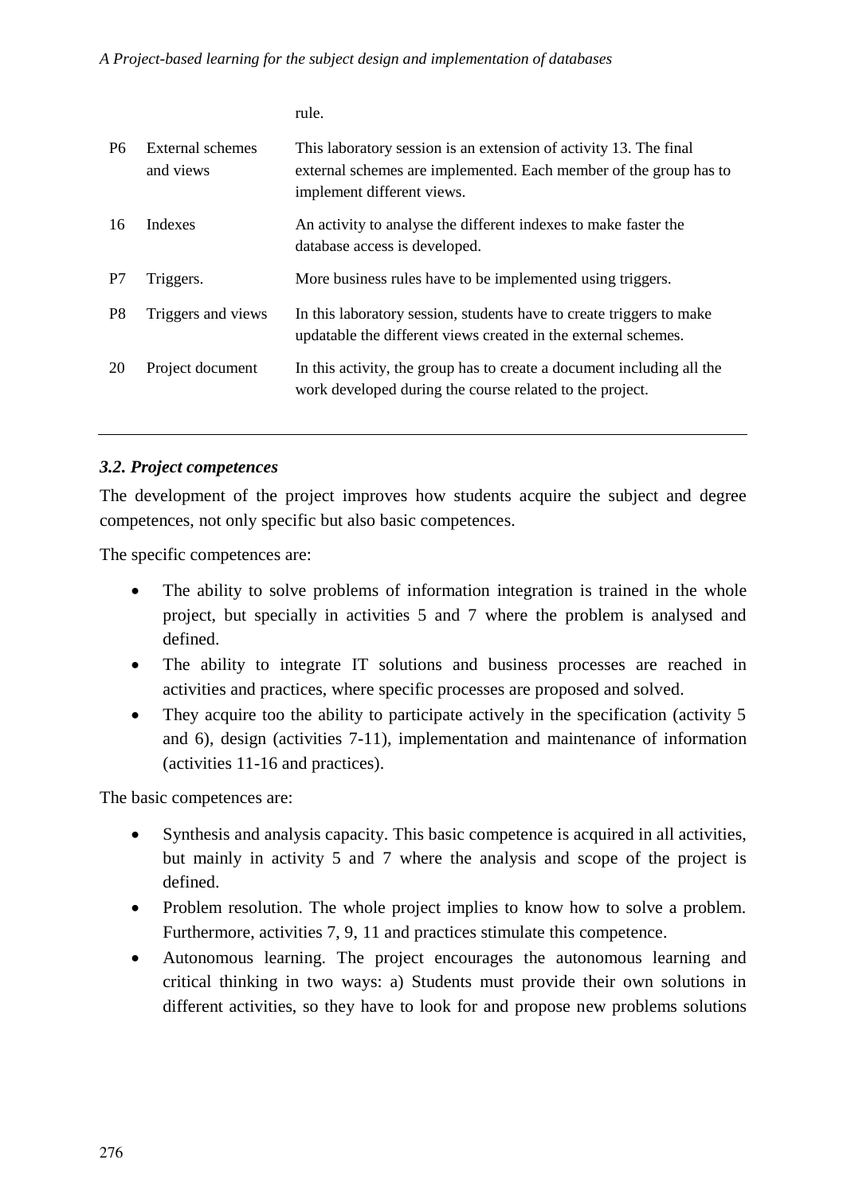|  |  | rule. |
| --- | --- | --- |
| P6 | External schemes and views | This laboratory session is an extension of activity 13. The final external schemes are implemented. Each member of the group has to implement different views. |
| 16 | Indexes | An activity to analyse the different indexes to make faster the database access is developed. |
| P7 | Triggers. | More business rules have to be implemented using triggers. |
| P8 | Triggers and views | In this laboratory session, students have to create triggers to make updatable the different views created in the external schemes. |
| 20 | Project document | In this activity, the group has to create a document including all the work developed during the course related to the project. |

### *3.2. Project competences*

The development of the project improves how students acquire the subject and degree competences, not only specific but also basic competences.

The specific competences are:

- The ability to solve problems of information integration is trained in the whole project, but specially in activities 5 and 7 where the problem is analysed and defined.
- The ability to integrate IT solutions and business processes are reached in activities and practices, where specific processes are proposed and solved.
- They acquire too the ability to participate actively in the specification (activity 5 and 6), design (activities 7-11), implementation and maintenance of information (activities 11-16 and practices).

The basic competences are:

- Synthesis and analysis capacity. This basic competence is acquired in all activities, but mainly in activity 5 and 7 where the analysis and scope of the project is defined.
- Problem resolution. The whole project implies to know how to solve a problem. Furthermore, activities 7, 9, 11 and practices stimulate this competence.
- Autonomous learning. The project encourages the autonomous learning and critical thinking in two ways: a) Students must provide their own solutions in different activities, so they have to look for and propose new problems solutions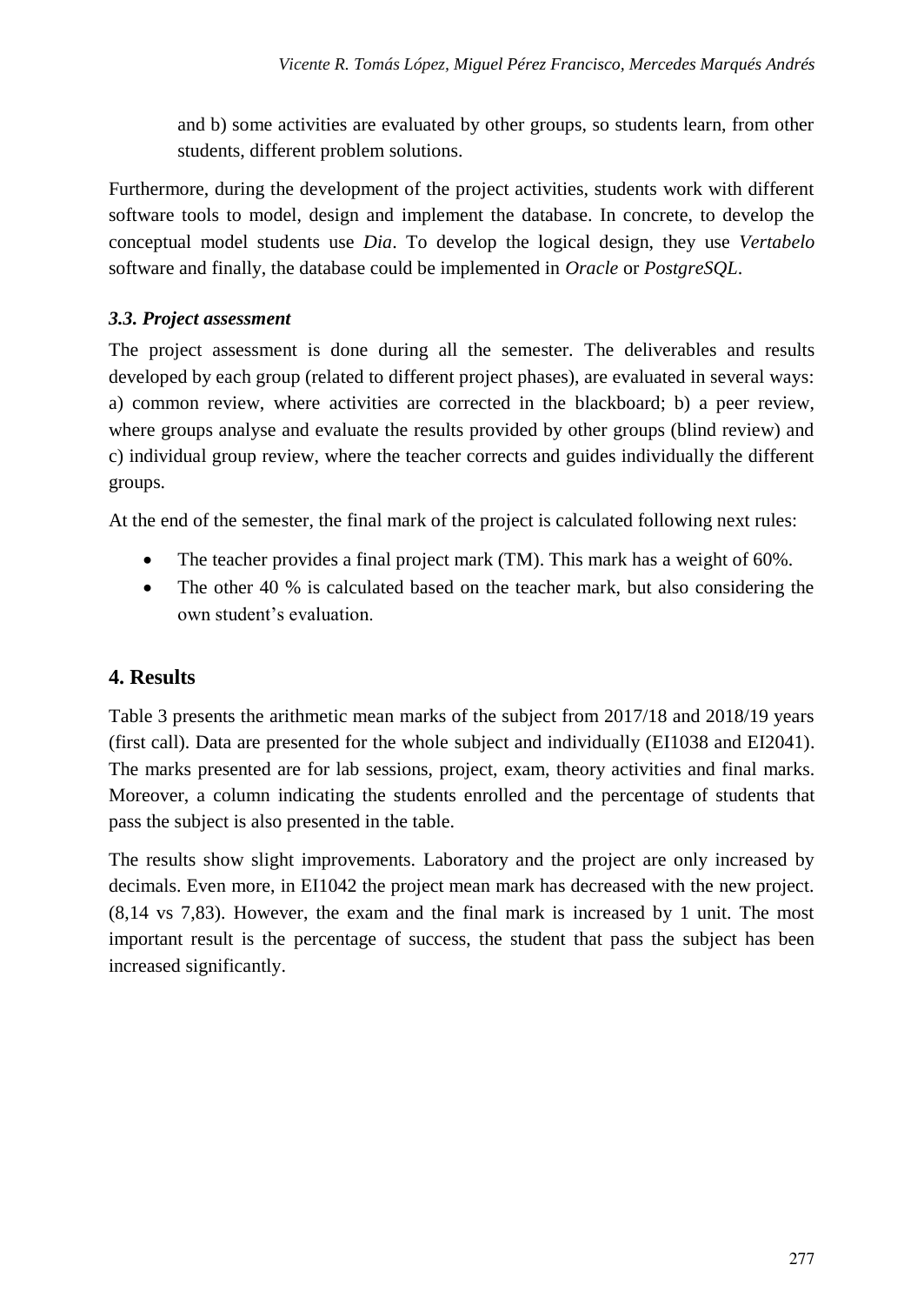and b) some activities are evaluated by other groups, so students learn, from other students, different problem solutions.

Furthermore, during the development of the project activities, students work with different software tools to model, design and implement the database. In concrete, to develop the conceptual model students use *Dia*. To develop the logical design, they use *Vertabelo* software and finally, the database could be implemented in *Oracle* or *PostgreSQL*.

### *3.3. Project assessment*

The project assessment is done during all the semester. The deliverables and results developed by each group (related to different project phases), are evaluated in several ways: a) common review, where activities are corrected in the blackboard; b) a peer review, where groups analyse and evaluate the results provided by other groups (blind review) and c) individual group review, where the teacher corrects and guides individually the different groups.

At the end of the semester, the final mark of the project is calculated following next rules:

- The teacher provides a final project mark (TM). This mark has a weight of 60%.
- The other 40 % is calculated based on the teacher mark, but also considering the own student's evaluation.

## 4. Results

Table 3 presents the arithmetic mean marks of the subject from 2017/18 and 2018/19 years (first call). Data are presented for the whole subject and individually (EI1038 and EI2041). The marks presented are for lab sessions, project, exam, theory activities and final marks. Moreover, a column indicating the students enrolled and the percentage of students that pass the subject is also presented in the table.

The results show slight improvements. Laboratory and the project are only increased by decimals. Even more, in EI1042 the project mean mark has decreased with the new project. (8,14 vs 7,83). However, the exam and the final mark is increased by 1 unit. The most important result is the percentage of success, the student that pass the subject has been increased significantly.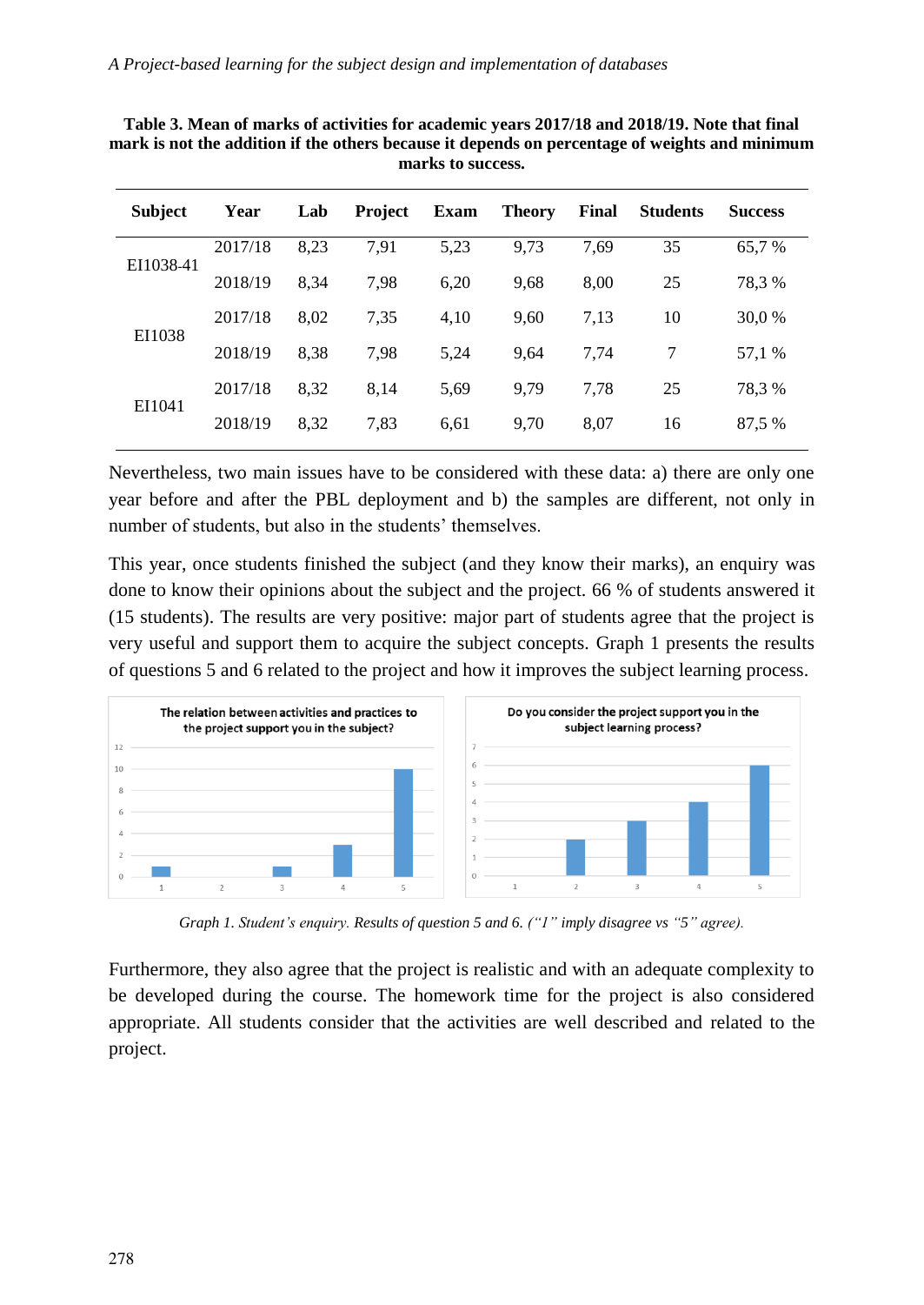**Table 3. Mean of marks of activities for academic years 2017/18 and 2018/19. Note that final mark is not the addition if the others because it depends on percentage of weights and minimum marks to success.**

| Subject | Year | Lab | Project | Exam | Theory | Final | Students | Success |
|---|---|---|---|---|---|---|---|---|
| EI1038-41 | 2017/18 | 8,23 | 7,91 | 5,23 | 9,73 | 7,69 | 35 | 65,7 % |
| | 2018/19 | 8,34 | 7,98 | 6,20 | 9,68 | 8,00 | 25 | 78,3 % |
| EI1038 | 2017/18 | 8,02 | 7,35 | 4,10 | 9,60 | 7,13 | 10 | 30,0 % |
| | 2018/19 | 8,38 | 7,98 | 5,24 | 9,64 | 7,74 | 7 | 57,1 % |
| EI1041 | 2017/18 | 8,32 | 8,14 | 5,69 | 9,79 | 7,78 | 25 | 78,3 % |
| | 2018/19 | 8,32 | 7,83 | 6,61 | 9,70 | 8,07 | 16 | 87,5 % |

Nevertheless, two main issues have to be considered with these data: a) there are only one year before and after the PBL deployment and b) the samples are different, not only in number of students, but also in the students' themselves.

This year, once students finished the subject (and they know their marks), an enquiry was done to know their opinions about the subject and the project. 66 % of students answered it (15 students). The results are very positive: major part of students agree that the project is very useful and support them to acquire the subject concepts. Graph 1 presents the results of questions 5 and 6 related to the project and how it improves the subject learning process.

*Graph 1. Student's enquiry. Results of question 5 and 6. ("1" imply disagree vs "5" agree).*

Furthermore, they also agree that the project is realistic and with an adequate complexity to be developed during the course. The homework time for the project is also considered appropriate. All students consider that the activities are well described and related to the project.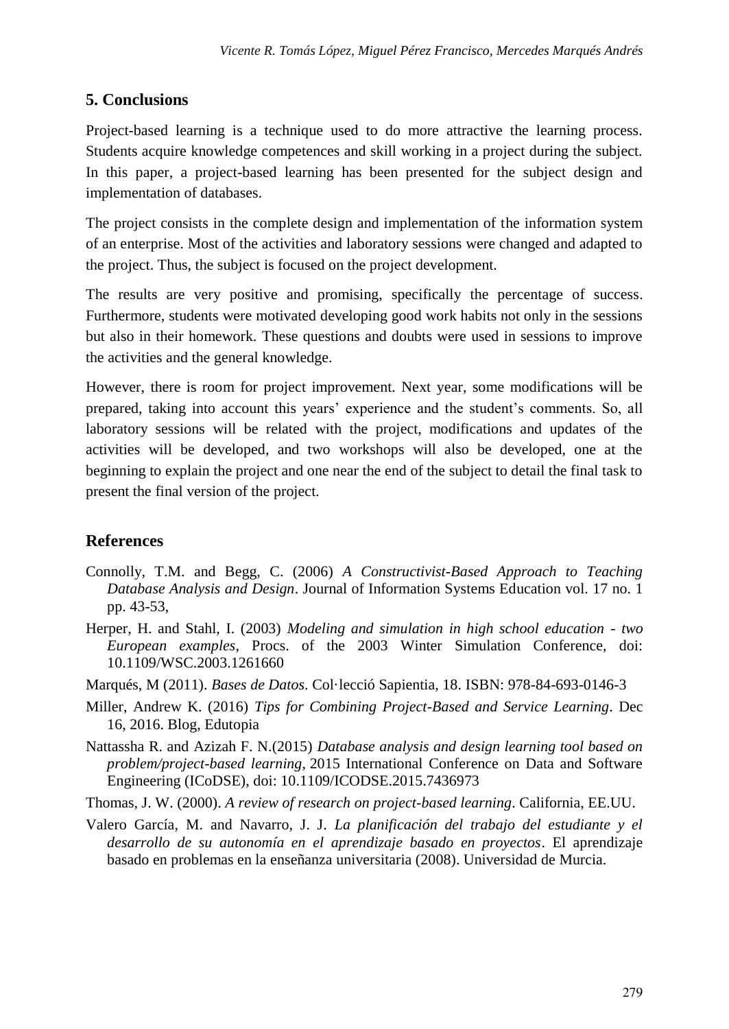## 5. Conclusions

Project-based learning is a technique used to do more attractive the learning process. Students acquire knowledge competences and skill working in a project during the subject. In this paper, a project-based learning has been presented for the subject design and implementation of databases.

The project consists in the complete design and implementation of the information system of an enterprise. Most of the activities and laboratory sessions were changed and adapted to the project. Thus, the subject is focused on the project development.

The results are very positive and promising, specifically the percentage of success. Furthermore, students were motivated developing good work habits not only in the sessions but also in their homework. These questions and doubts were used in sessions to improve the activities and the general knowledge.

However, there is room for project improvement. Next year, some modifications will be prepared, taking into account this years' experience and the student's comments. So, all laboratory sessions will be related with the project, modifications and updates of the activities will be developed, and two workshops will also be developed, one at the beginning to explain the project and one near the end of the subject to detail the final task to present the final version of the project.

## References

Connolly, T.M. and Begg, C. (2006) *A Constructivist-Based Approach to Teaching Database Analysis and Design*. Journal of Information Systems Education vol. 17 no. 1 pp. 43-53,

Herper, H. and Stahl, I. (2003) *Modeling and simulation in high school education - two European examples*, Procs. of the 2003 Winter Simulation Conference, doi: 10.1109/WSC.2003.1261660

Marqués, M (2011). *Bases de Datos*. Col·lecció Sapientia, 18. ISBN: 978-84-693-0146-3

Miller, Andrew K. (2016) *Tips for Combining Project-Based and Service Learning*. Dec 16, 2016. Blog, Edutopia

Nattassha R. and Azizah F. N.(2015) *Database analysis and design learning tool based on problem/project-based learning*, 2015 International Conference on Data and Software Engineering (ICoDSE), doi: 10.1109/ICODSE.2015.7436973

Thomas, J. W. (2000). *A review of research on project-based learning*. California, EE.UU.

Valero García, M. and Navarro, J. J. *La planificación del trabajo del estudiante y el desarrollo de su autonomía en el aprendizaje basado en proyectos*. El aprendizaje basado en problemas en la enseñanza universitaria (2008). Universidad de Murcia.